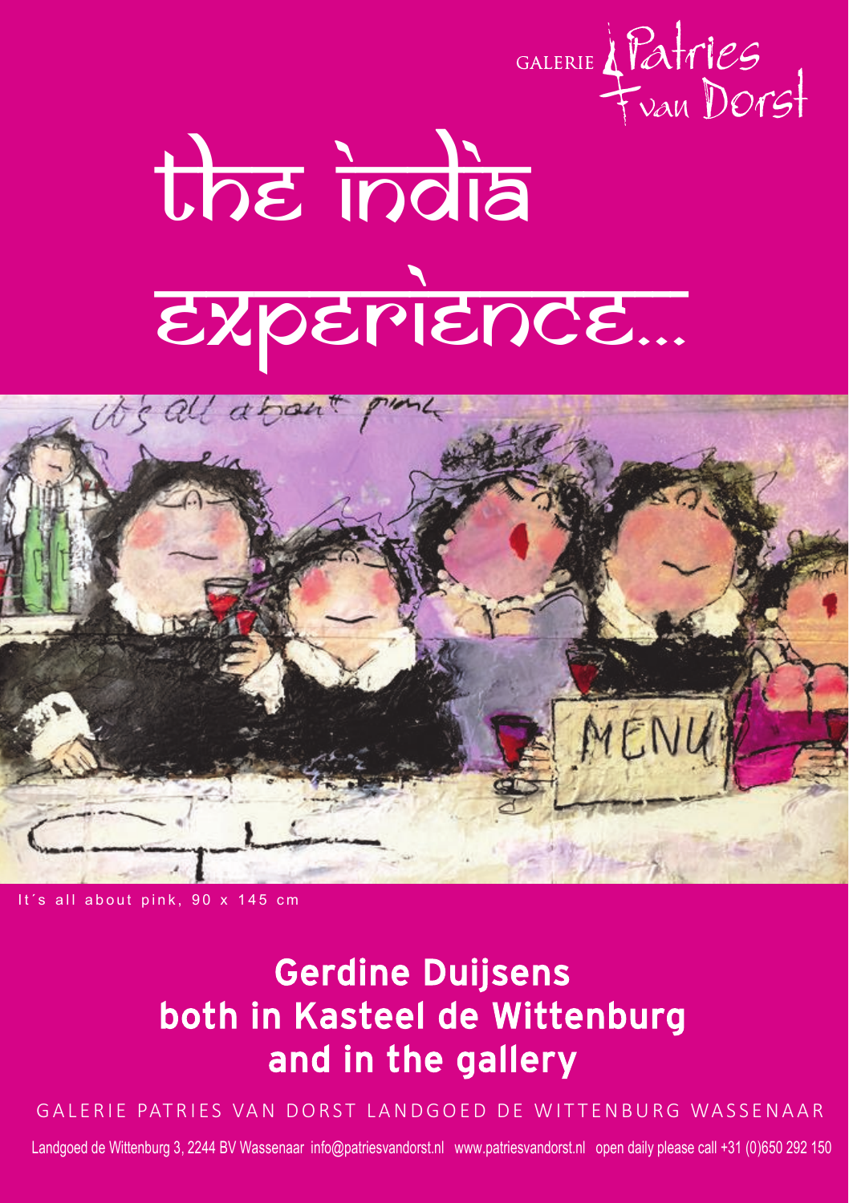GALERIE Patries van Dorst

# the india experience...

It´s all about pink, 90 x 145 cm

## Gerdine Duijsens both in Kasteel de Wittenburg and in the gallery

GALERIE PATRIES VAN DORST LANDGOED DE WITTENBURG WASSENAAR

Landgoed de Wittenburg 3, 2244 BV Wassenaar info@patriesvandorst.nl www.patriesvandorst.nl open daily please call +31 (0)650 292 150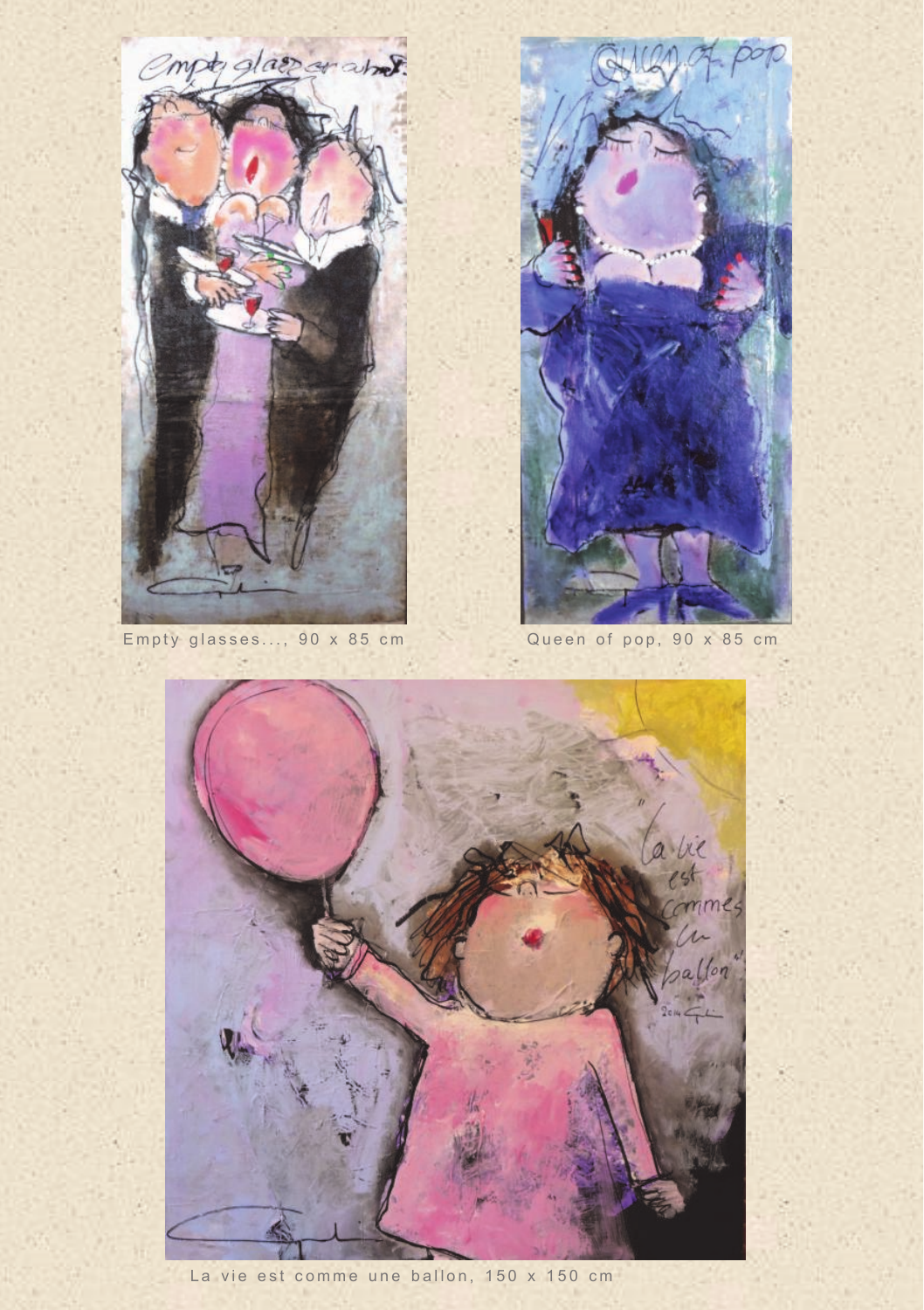Empty glasses..., 90 x 85 cm

Queen of pop, 90 x 85 cm

La vie est comme une ballon, 150 x 150 cm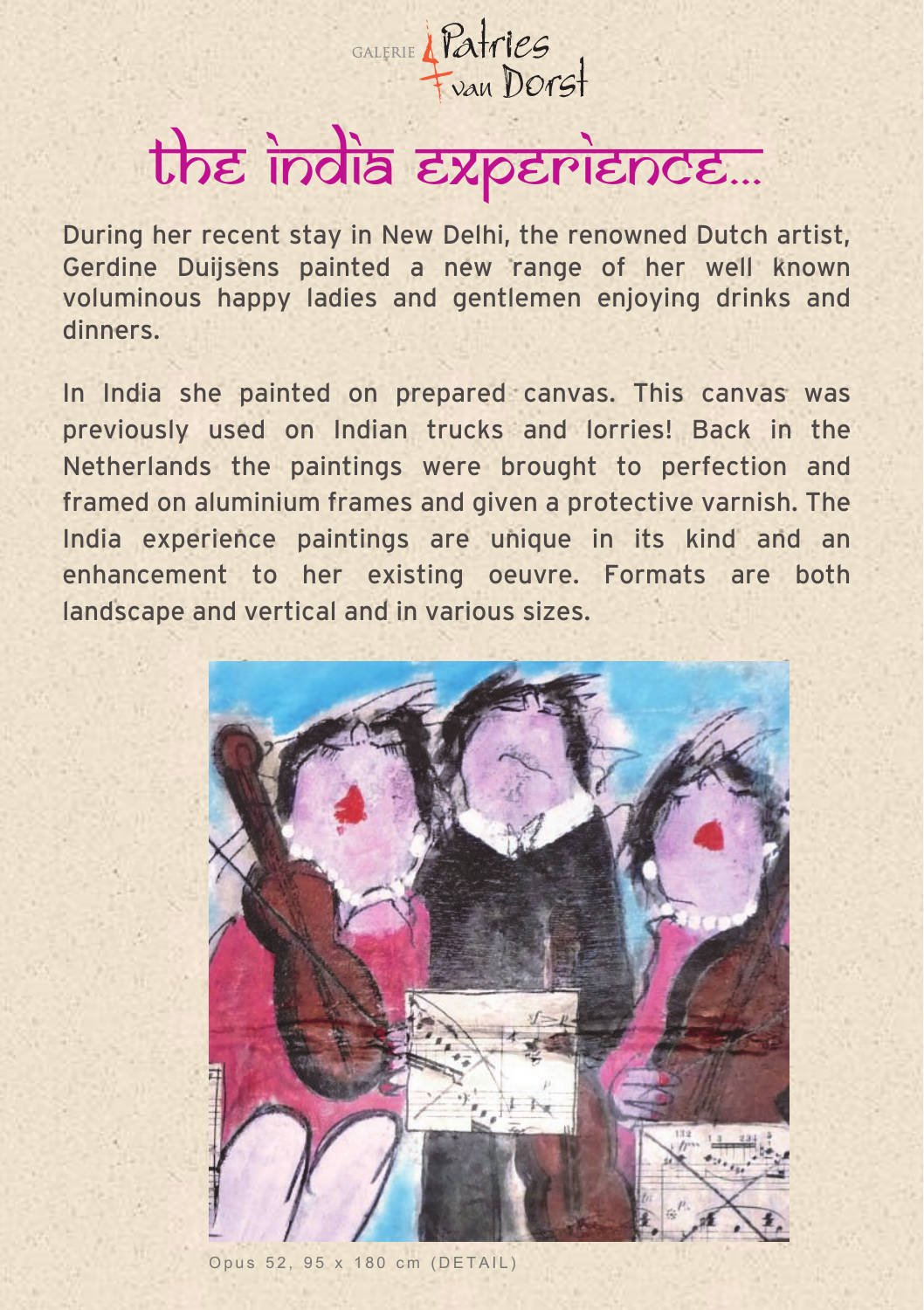GALERIE Patries van Dorst

# the india experience...

During her recent stay in New Delhi, the renowned Dutch artist, Gerdine Duijsens painted a new range of her well known voluminous happy ladies and gentlemen enjoying drinks and dinners.

In India she painted on prepared canvas. This canvas was previously used on Indian trucks and lorries! Back in the Netherlands the paintings were brought to perfection and framed on aluminium frames and given a protective varnish. The India experience paintings are unique in its kind and an enhancement to her existing oeuvre. Formats are both landscape and vertical and in various sizes.

Opus 52, 95 x 180 cm (DETAIL)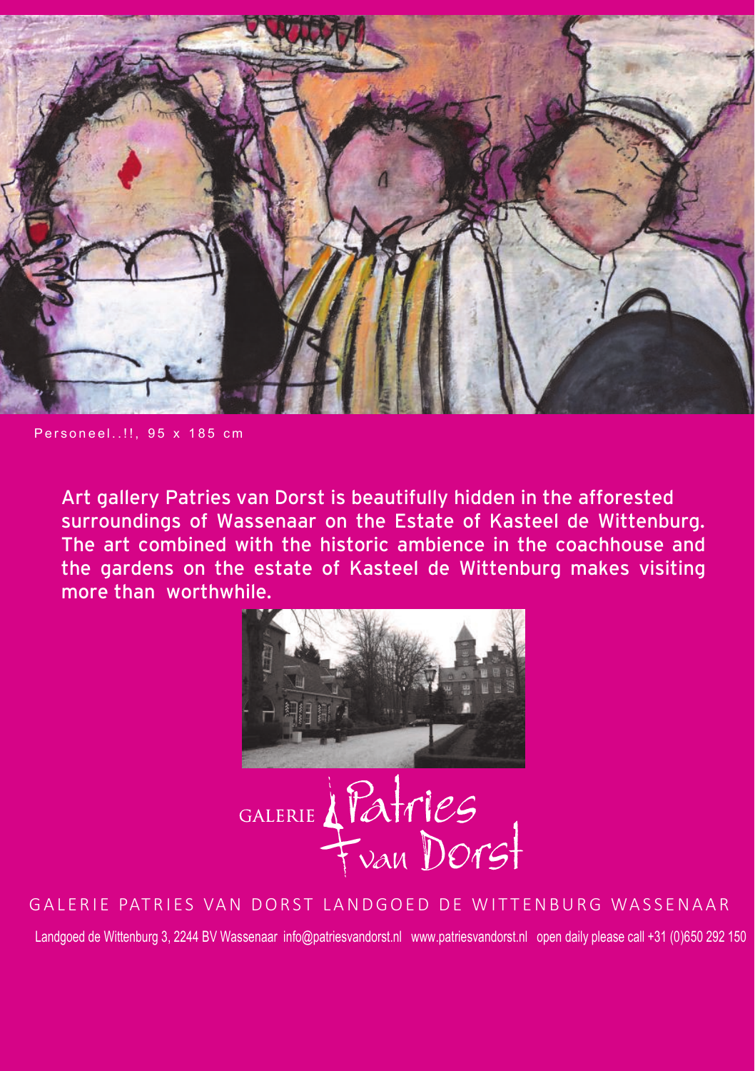Personeel..!!, 95 x 185 cm

Art gallery Patries van Dorst is beautifully hidden in the afforested surroundings of Wassenaar on the Estate of Kasteel de Wittenburg. The art combined with the historic ambience in the coachhouse and the gardens on the estate of Kasteel de Wittenburg makes visiting more than worthwhile.

GALERIE Patries van Dorst

GALERIE PATRIES VAN DORST LANDGOED DE WITTENBURG WASSENAAR

Landgoed de Wittenburg 3, 2244 BV Wassenaar info@patriesvandorst.nl www.patriesvandorst.nl open daily please call +31 (0)650 292 150